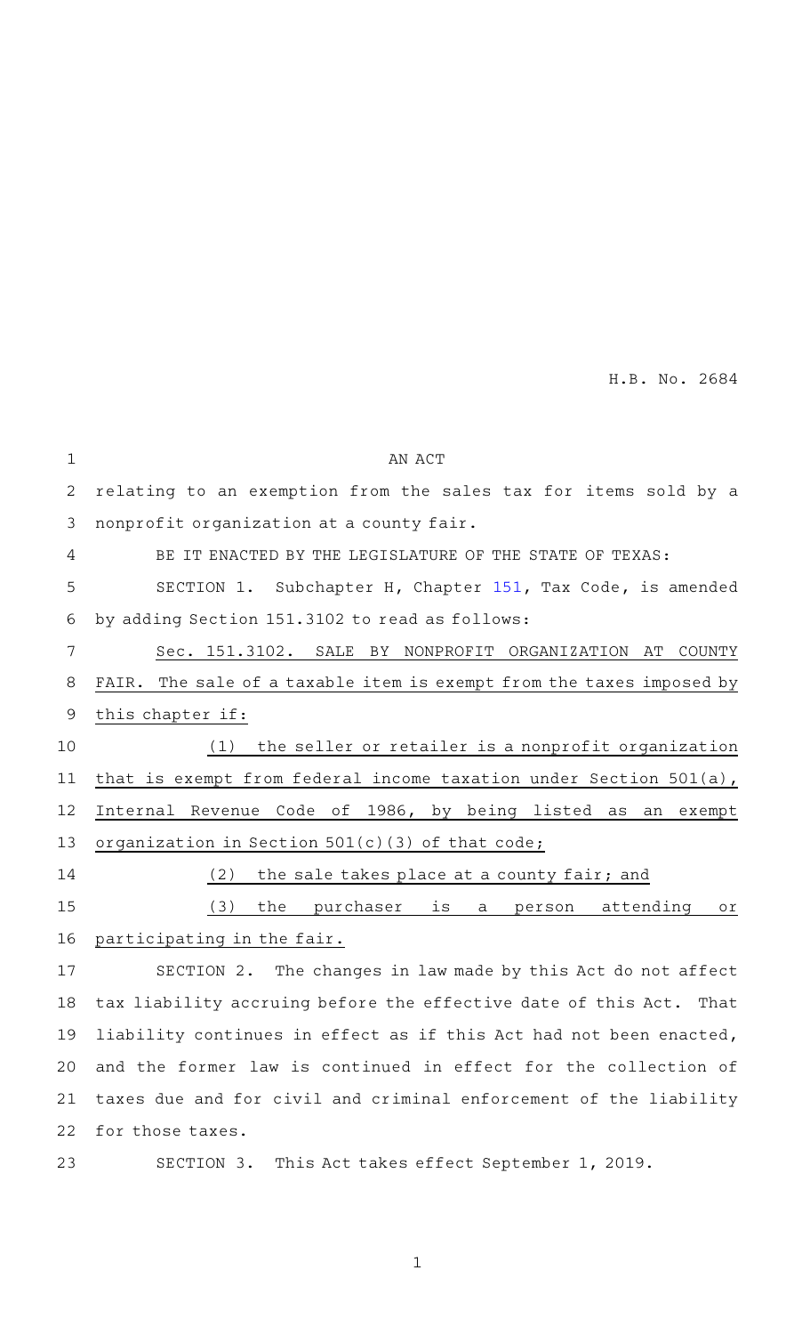H.B. No. 2684

AN ACT

relating to an exemption from the sales tax for items sold by a nonprofit organization at a county fair.

BE IT ENACTED BY THE LEGISLATURE OF THE STATE OF TEXAS:

SECTION 1. Subchapter H, Chapter 151, Tax Code, is amended by adding Section 151.3102 to read as follows:

Sec. 151.3102. SALE BY NONPROFIT ORGANIZATION AT COUNTY FAIR. The sale of a taxable item is exempt from the taxes imposed by this chapter if:

(1) the seller or retailer is a nonprofit organization that is exempt from federal income taxation under Section 501(a), Internal Revenue Code of 1986, by being listed as an exempt organization in Section 501(c)(3) of that code;

(2) the sale takes place at a county fair; and

(3) the purchaser is a person attending or participating in the fair.

SECTION 2. The changes in law made by this Act do not affect tax liability accruing before the effective date of this Act. That liability continues in effect as if this Act had not been enacted, and the former law is continued in effect for the collection of taxes due and for civil and criminal enforcement of the liability for those taxes.

SECTION 3. This Act takes effect September 1, 2019.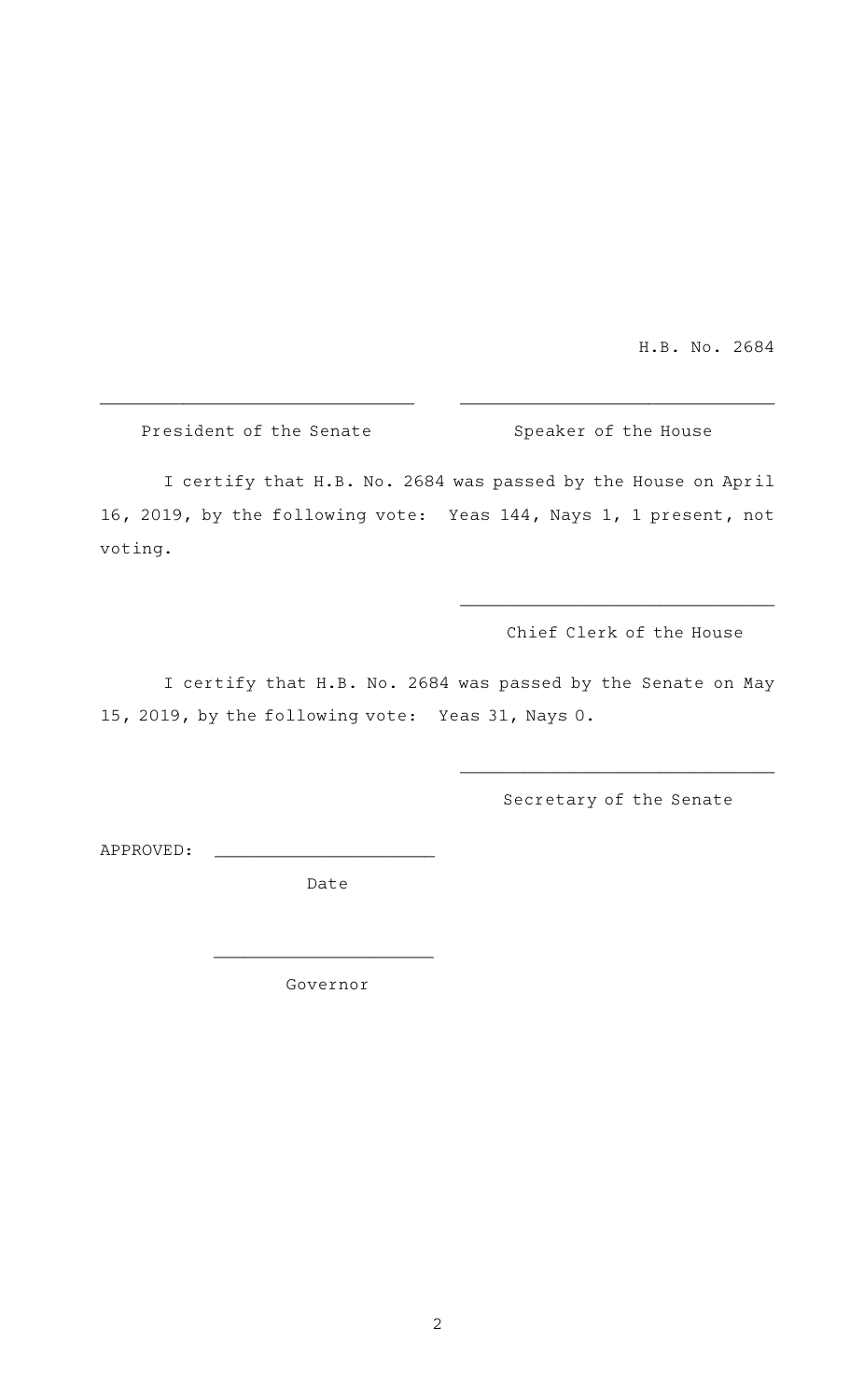H.B. No. 2684

______________________________ ______________________________

President of the Senate Speaker of the House

I certify that H.B. No. 2684 was passed by the House on April 16, 2019, by the following vote: Yeas 144, Nays 1, 1 present, not voting.

______________________________

Chief Clerk of the House

I certify that H.B. No. 2684 was passed by the Senate on May 15, 2019, by the following vote: Yeas 31, Nays 0.

______________________________

Secretary of the Senate

APPROVED: _____________________

Date

_____________________

Governor